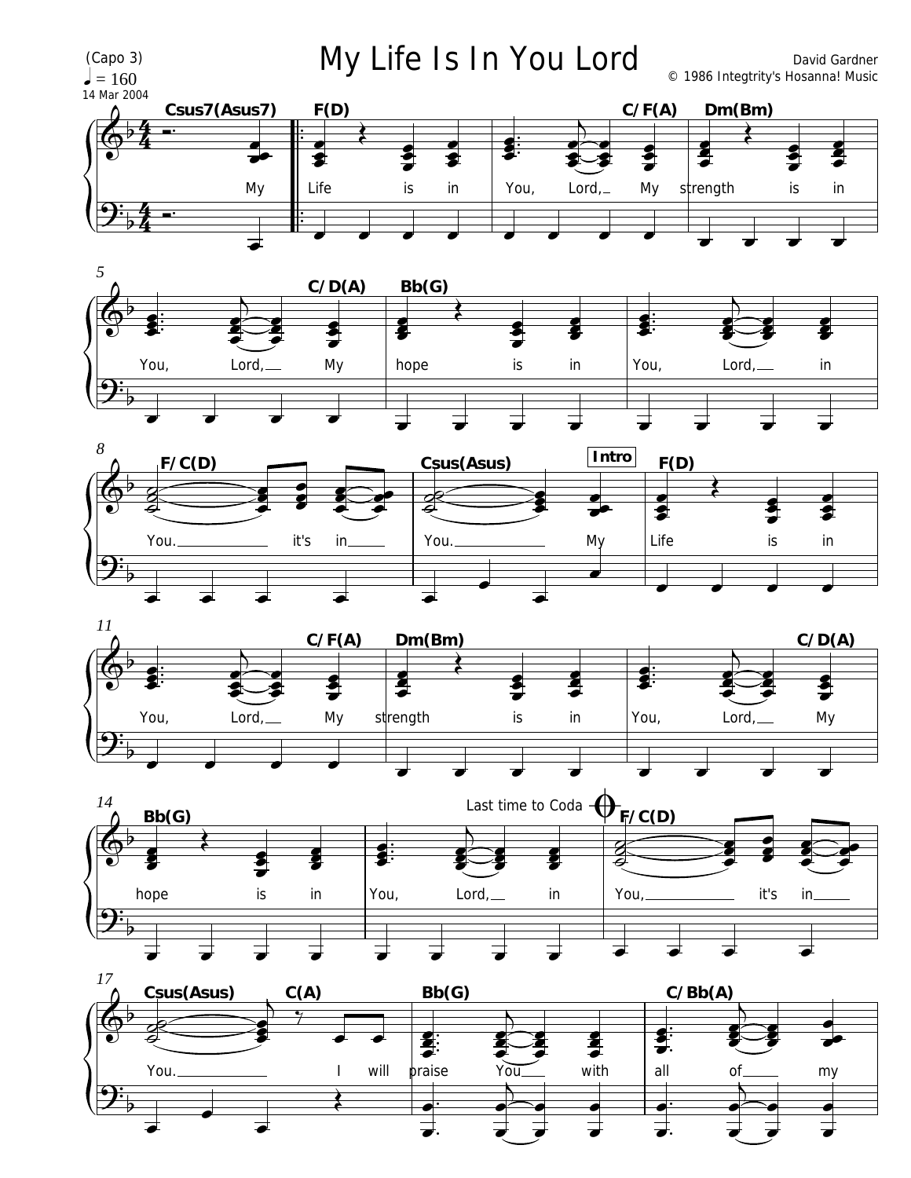# My Life Is In You Lord

(Capo 3)

♩ = 160

14 Mar 2004

David Gardner

© 1986 Integrity's Hosanna! Music

Csus7(Asus7) F(D) C/F(A) Dm(Bm)

My Life is in You, Lord, My strength is in

C/D(A) Bb(G)

You, Lord, My hope is in You, Lord, in

F/C(D) Csus(Asus) Intro F(D)

You. it's in You. My Life is in

C/F(A) Dm(Bm) C/D(A)

You, Lord, My strength is in You, Lord, My

Bb(G) Last time to Coda F/C(D)

hope is in You, Lord, in You, it's in

Csus(Asus) C(A) Bb(G) C/Bb(A)

You. I will praise You with all of my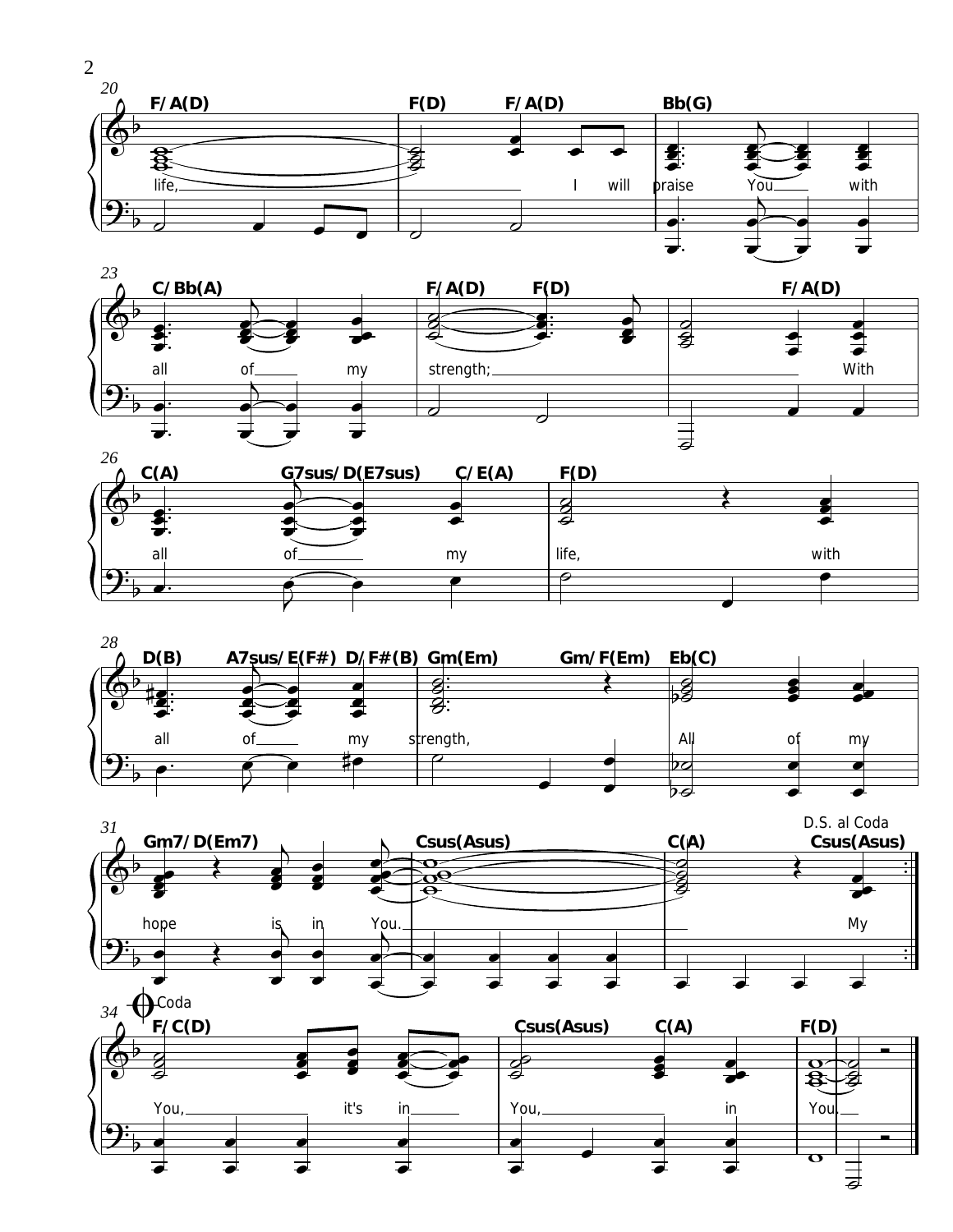20

F/A(D) — F(D) — F/A(D) — Bb(G)

life, I will praise You with

23

C/Bb(A) — F/A(D) — F(D) — F/A(D)

all of my strength; With

26

C(A) — G7sus/D(E7sus) — C/E(A) — F(D)

all of my life, with

28

D(B) — A7sus/E(F#) — D/F#(B) — Gm(Em) — Gm/F(Em) — Eb(C)

all of my strength, All of my

31

Gm7/D(Em7) — Csus(Asus) — C(A) — Csus(Asus)

hope is in You. My

D.S. al Coda

34 Coda

F/C(D) — Csus(Asus) — C(A) — F(D)

You, it's in You, in You.